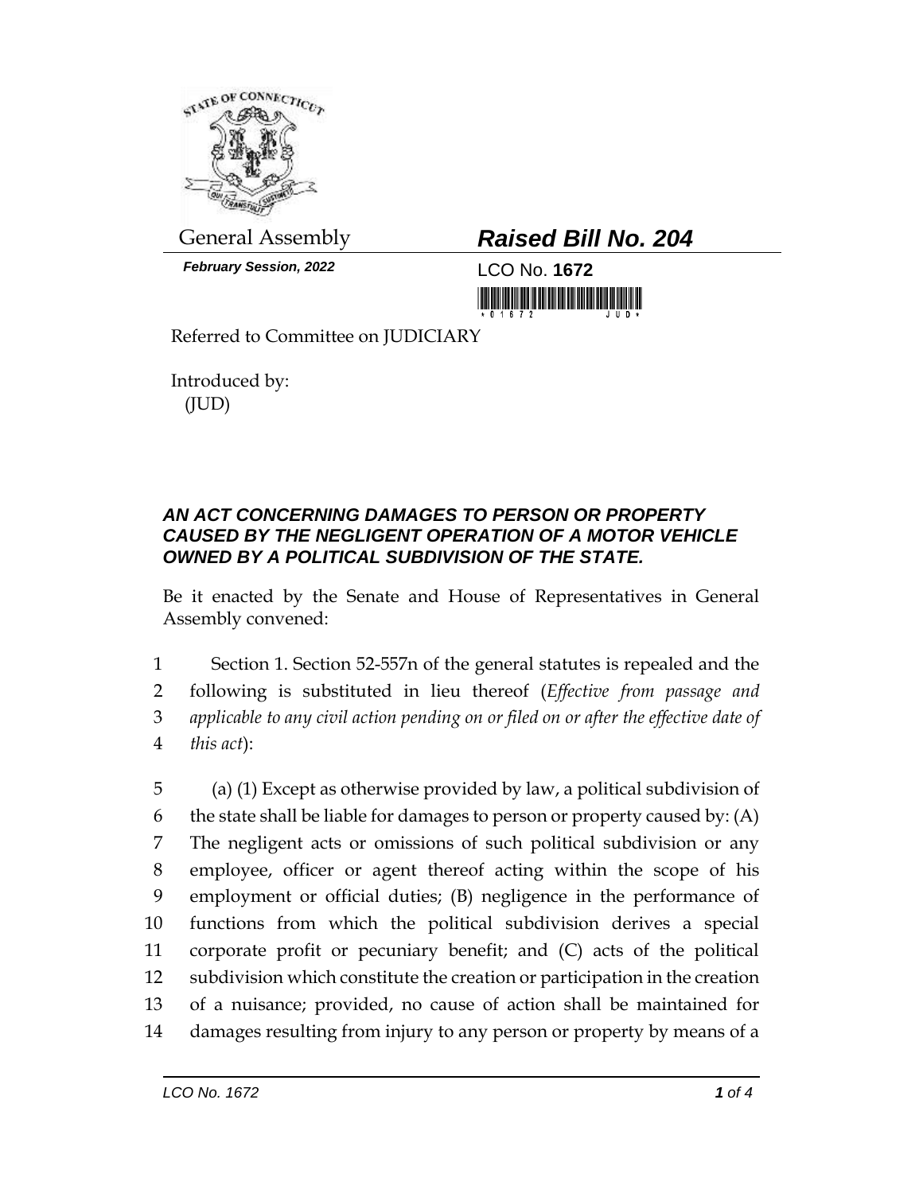General Assembly

***February Session, 2022***

# *Raised Bill No. 204*

LCO No. **1672**

Referred to Committee on JUDICIARY

Introduced by:
(JUD)

***AN ACT CONCERNING DAMAGES TO PERSON OR PROPERTY CAUSED BY THE NEGLIGENT OPERATION OF A MOTOR VEHICLE OWNED BY A POLITICAL SUBDIVISION OF THE STATE.***

Be it enacted by the Senate and House of Representatives in General Assembly convened:

1 Section 1. Section 52-557n of the general statutes is repealed and the
2 following is substituted in lieu thereof (*Effective from passage and*
3 *applicable to any civil action pending on or filed on or after the effective date of*
4 *this act*):

5 (a) (1) Except as otherwise provided by law, a political subdivision of
6 the state shall be liable for damages to person or property caused by: (A)
7 The negligent acts or omissions of such political subdivision or any
8 employee, officer or agent thereof acting within the scope of his
9 employment or official duties; (B) negligence in the performance of
10 functions from which the political subdivision derives a special
11 corporate profit or pecuniary benefit; and (C) acts of the political
12 subdivision which constitute the creation or participation in the creation
13 of a nuisance; provided, no cause of action shall be maintained for
14 damages resulting from injury to any person or property by means of a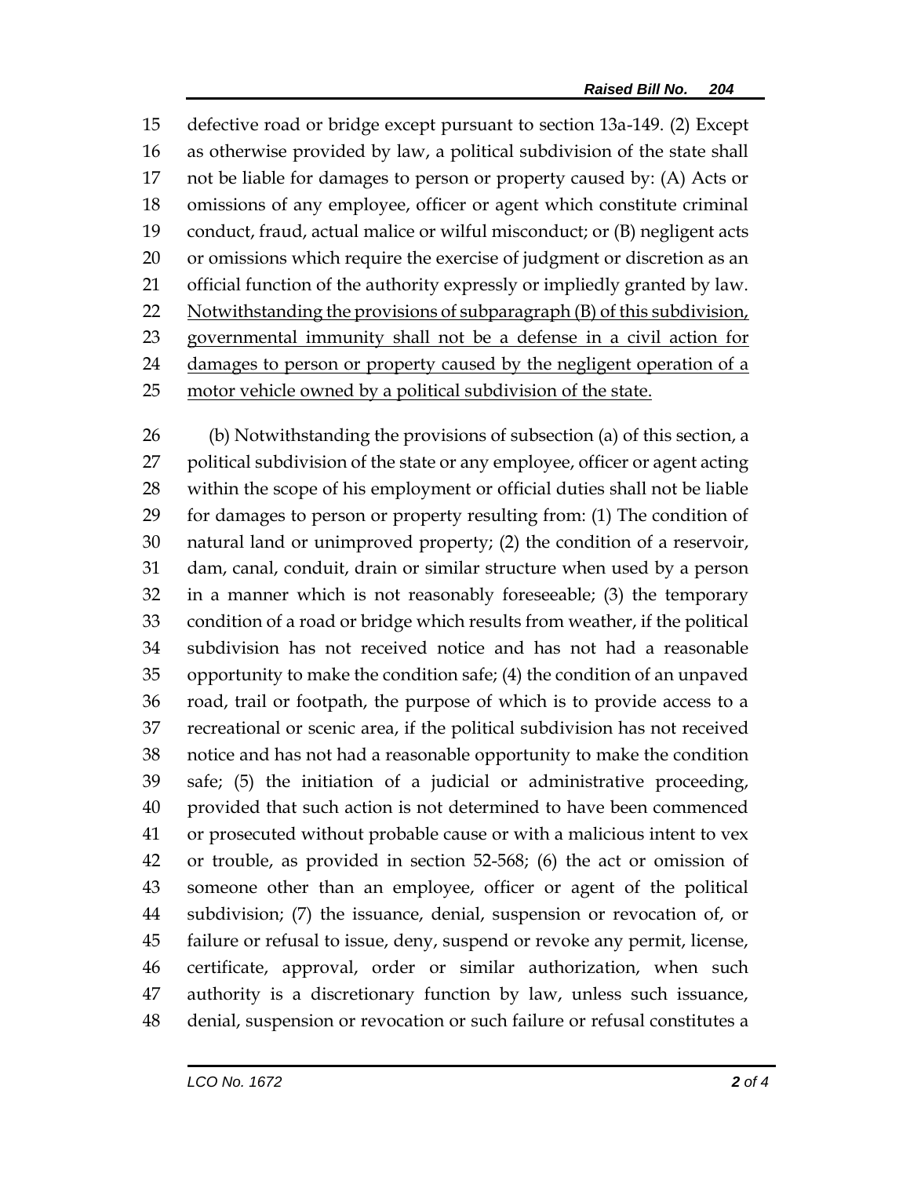defective road or bridge except pursuant to section 13a-149. (2) Except as otherwise provided by law, a political subdivision of the state shall not be liable for damages to person or property caused by: (A) Acts or omissions of any employee, officer or agent which constitute criminal conduct, fraud, actual malice or wilful misconduct; or (B) negligent acts or omissions which require the exercise of judgment or discretion as an official function of the authority expressly or impliedly granted by law. <u>Notwithstanding the provisions of subparagraph (B) of this subdivision, governmental immunity shall not be a defense in a civil action for damages to person or property caused by the negligent operation of a motor vehicle owned by a political subdivision of the state.</u>

(b) Notwithstanding the provisions of subsection (a) of this section, a political subdivision of the state or any employee, officer or agent acting within the scope of his employment or official duties shall not be liable for damages to person or property resulting from: (1) The condition of natural land or unimproved property; (2) the condition of a reservoir, dam, canal, conduit, drain or similar structure when used by a person in a manner which is not reasonably foreseeable; (3) the temporary condition of a road or bridge which results from weather, if the political subdivision has not received notice and has not had a reasonable opportunity to make the condition safe; (4) the condition of an unpaved road, trail or footpath, the purpose of which is to provide access to a recreational or scenic area, if the political subdivision has not received notice and has not had a reasonable opportunity to make the condition safe; (5) the initiation of a judicial or administrative proceeding, provided that such action is not determined to have been commenced or prosecuted without probable cause or with a malicious intent to vex or trouble, as provided in section 52-568; (6) the act or omission of someone other than an employee, officer or agent of the political subdivision; (7) the issuance, denial, suspension or revocation of, or failure or refusal to issue, deny, suspend or revoke any permit, license, certificate, approval, order or similar authorization, when such authority is a discretionary function by law, unless such issuance, denial, suspension or revocation or such failure or refusal constitutes a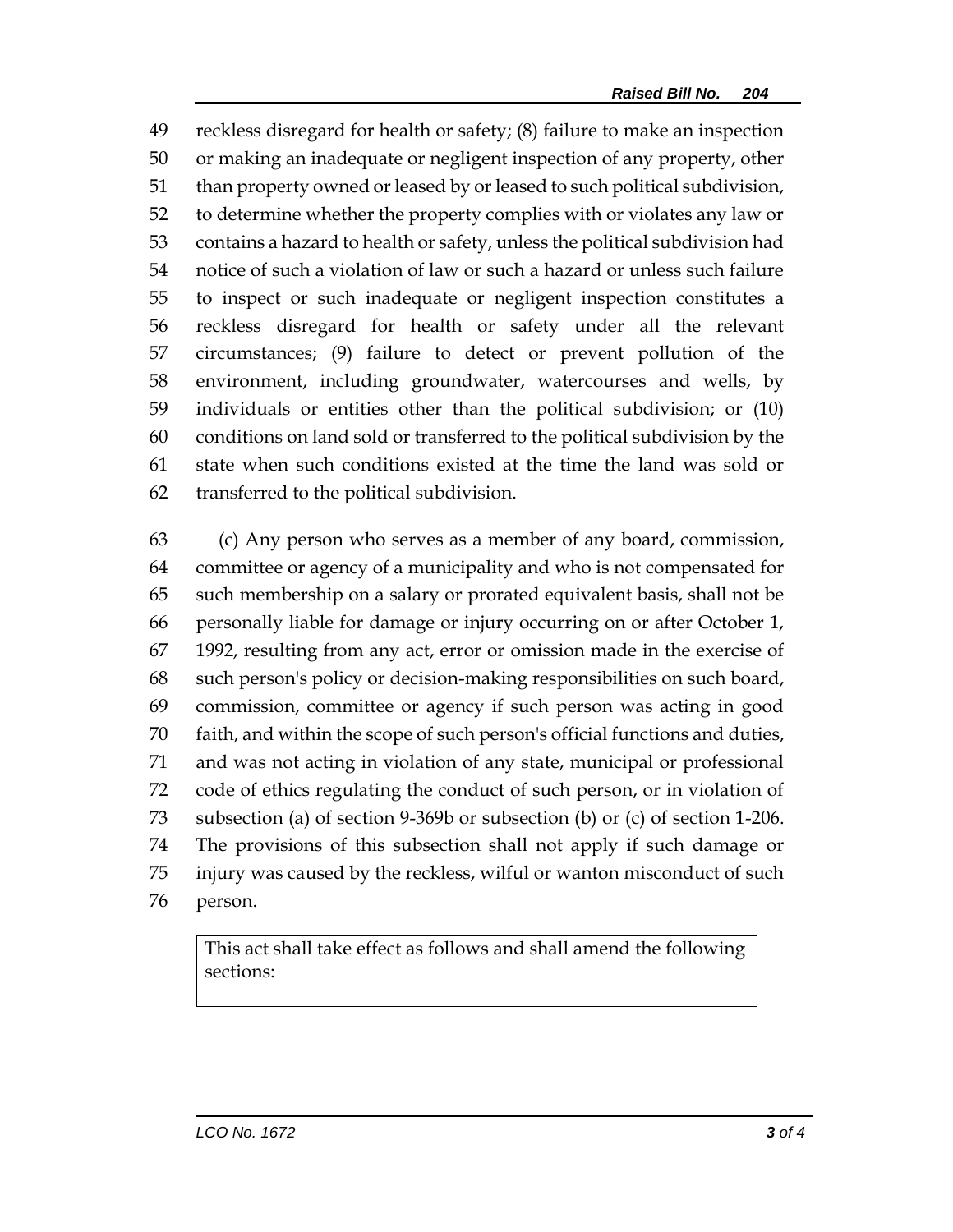reckless disregard for health or safety; (8) failure to make an inspection or making an inadequate or negligent inspection of any property, other than property owned or leased by or leased to such political subdivision, to determine whether the property complies with or violates any law or contains a hazard to health or safety, unless the political subdivision had notice of such a violation of law or such a hazard or unless such failure to inspect or such inadequate or negligent inspection constitutes a reckless disregard for health or safety under all the relevant circumstances; (9) failure to detect or prevent pollution of the environment, including groundwater, watercourses and wells, by individuals or entities other than the political subdivision; or (10) conditions on land sold or transferred to the political subdivision by the state when such conditions existed at the time the land was sold or transferred to the political subdivision.

(c) Any person who serves as a member of any board, commission, committee or agency of a municipality and who is not compensated for such membership on a salary or prorated equivalent basis, shall not be personally liable for damage or injury occurring on or after October 1, 1992, resulting from any act, error or omission made in the exercise of such person's policy or decision-making responsibilities on such board, commission, committee or agency if such person was acting in good faith, and within the scope of such person's official functions and duties, and was not acting in violation of any state, municipal or professional code of ethics regulating the conduct of such person, or in violation of subsection (a) of section 9-369b or subsection (b) or (c) of section 1-206. The provisions of this subsection shall not apply if such damage or injury was caused by the reckless, wilful or wanton misconduct of such person.

| This act shall take effect as follows and shall amend the following sections: |
| --- |
| |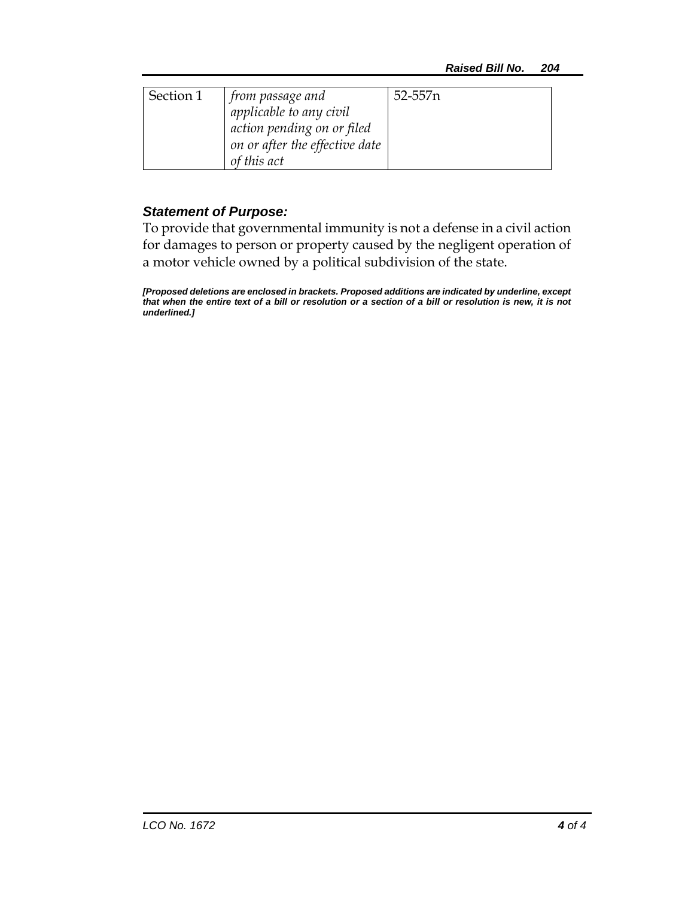| | | |
|---|---|---|
| Section 1 | *from passage and applicable to any civil action pending on or filed on or after the effective date of this act* | 52-557n |

### *Statement of Purpose:*

To provide that governmental immunity is not a defense in a civil action for damages to person or property caused by the negligent operation of a motor vehicle owned by a political subdivision of the state.

***[Proposed deletions are enclosed in brackets. Proposed additions are indicated by underline, except that when the entire text of a bill or resolution or a section of a bill or resolution is new, it is not underlined.]***